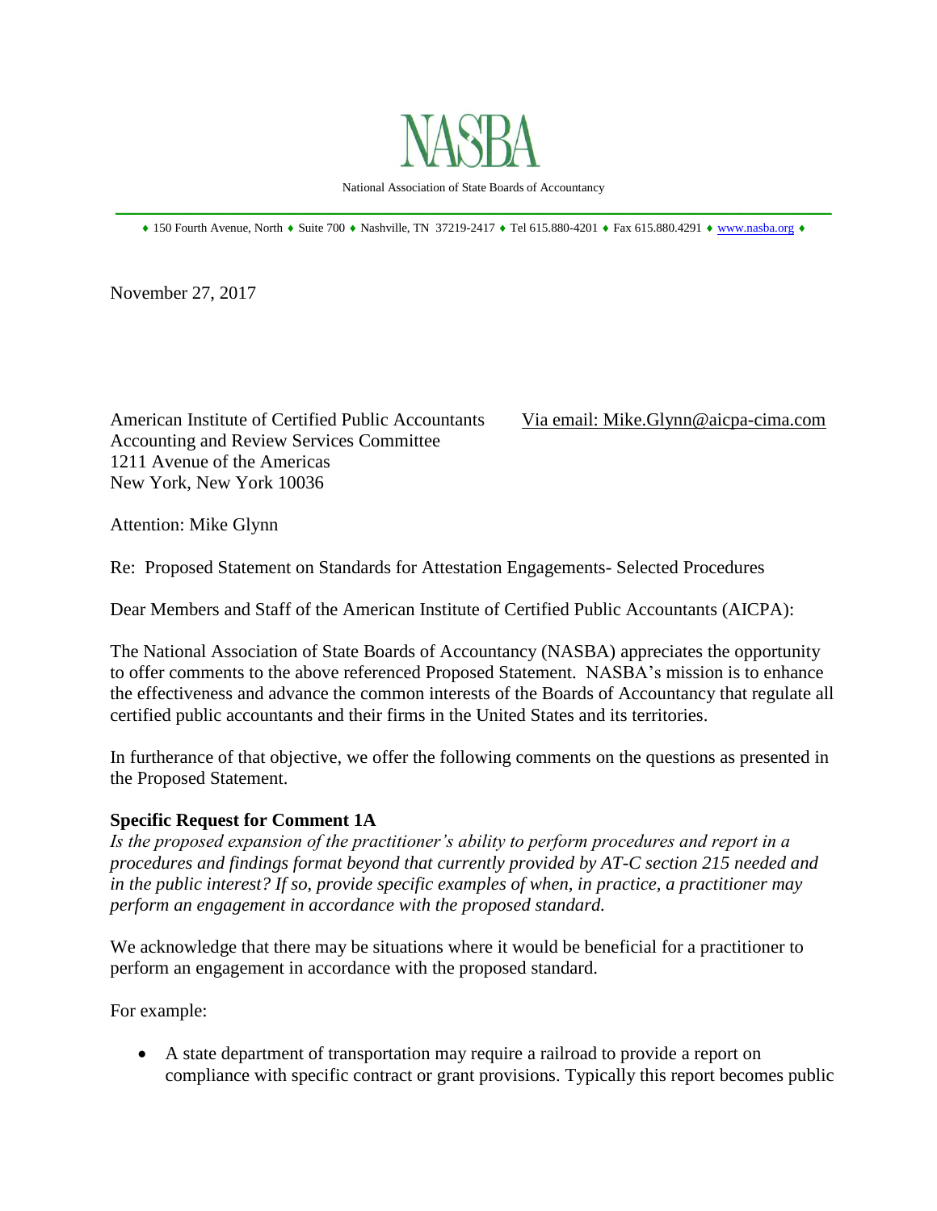# NASBA

National Association of State Boards of Accountancy

♦ 150 Fourth Avenue, North ♦ Suite 700 ♦ Nashville, TN 37219-2417 ♦ Tel 615.880-4201 ♦ Fax 615.880.4291 ♦ www.nasba.org ♦

November 27, 2017

American Institute of Certified Public Accountants
Accounting and Review Services Committee
1211 Avenue of the Americas
New York, New York 10036

Via email: Mike.Glynn@aicpa-cima.com

Attention: Mike Glynn

Re: Proposed Statement on Standards for Attestation Engagements- Selected Procedures

Dear Members and Staff of the American Institute of Certified Public Accountants (AICPA):

The National Association of State Boards of Accountancy (NASBA) appreciates the opportunity to offer comments to the above referenced Proposed Statement. NASBA's mission is to enhance the effectiveness and advance the common interests of the Boards of Accountancy that regulate all certified public accountants and their firms in the United States and its territories.

In furtherance of that objective, we offer the following comments on the questions as presented in the Proposed Statement.

**Specific Request for Comment 1A**

*Is the proposed expansion of the practitioner's ability to perform procedures and report in a procedures and findings format beyond that currently provided by AT-C section 215 needed and in the public interest? If so, provide specific examples of when, in practice, a practitioner may perform an engagement in accordance with the proposed standard.*

We acknowledge that there may be situations where it would be beneficial for a practitioner to perform an engagement in accordance with the proposed standard.

For example:

- A state department of transportation may require a railroad to provide a report on compliance with specific contract or grant provisions. Typically this report becomes public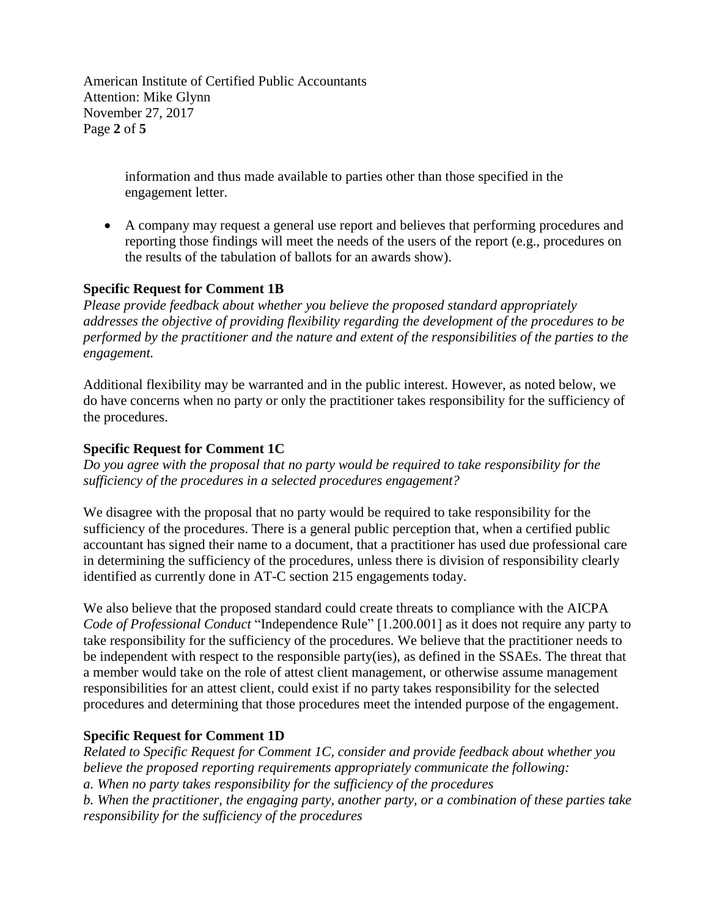information and thus made available to parties other than those specified in the engagement letter.

- A company may request a general use report and believes that performing procedures and reporting those findings will meet the needs of the users of the report (e.g., procedures on the results of the tabulation of ballots for an awards show).

**Specific Request for Comment 1B**

*Please provide feedback about whether you believe the proposed standard appropriately addresses the objective of providing flexibility regarding the development of the procedures to be performed by the practitioner and the nature and extent of the responsibilities of the parties to the engagement.*

Additional flexibility may be warranted and in the public interest. However, as noted below, we do have concerns when no party or only the practitioner takes responsibility for the sufficiency of the procedures.

**Specific Request for Comment 1C**

*Do you agree with the proposal that no party would be required to take responsibility for the sufficiency of the procedures in a selected procedures engagement?*

We disagree with the proposal that no party would be required to take responsibility for the sufficiency of the procedures. There is a general public perception that, when a certified public accountant has signed their name to a document, that a practitioner has used due professional care in determining the sufficiency of the procedures, unless there is division of responsibility clearly identified as currently done in AT-C section 215 engagements today.

We also believe that the proposed standard could create threats to compliance with the AICPA *Code of Professional Conduct* "Independence Rule" [1.200.001] as it does not require any party to take responsibility for the sufficiency of the procedures. We believe that the practitioner needs to be independent with respect to the responsible party(ies), as defined in the SSAEs. The threat that a member would take on the role of attest client management, or otherwise assume management responsibilities for an attest client, could exist if no party takes responsibility for the selected procedures and determining that those procedures meet the intended purpose of the engagement.

**Specific Request for Comment 1D**

*Related to Specific Request for Comment 1C, consider and provide feedback about whether you believe the proposed reporting requirements appropriately communicate the following:*
*a. When no party takes responsibility for the sufficiency of the procedures*
*b. When the practitioner, the engaging party, another party, or a combination of these parties take responsibility for the sufficiency of the procedures*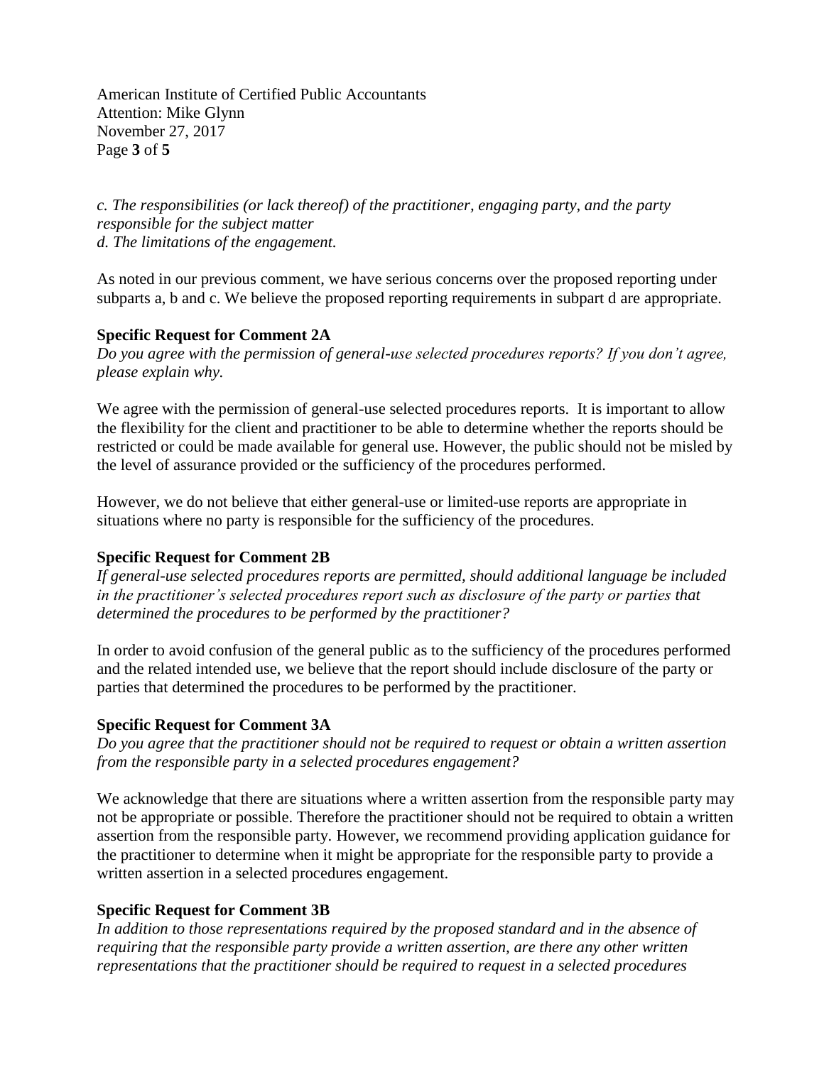*c. The responsibilities (or lack thereof) of the practitioner, engaging party, and the party responsible for the subject matter*
*d. The limitations of the engagement.*

As noted in our previous comment, we have serious concerns over the proposed reporting under subparts a, b and c. We believe the proposed reporting requirements in subpart d are appropriate.

**Specific Request for Comment 2A**

*Do you agree with the permission of general-use selected procedures reports? If you don't agree, please explain why.*

We agree with the permission of general-use selected procedures reports. It is important to allow the flexibility for the client and practitioner to be able to determine whether the reports should be restricted or could be made available for general use. However, the public should not be misled by the level of assurance provided or the sufficiency of the procedures performed.

However, we do not believe that either general-use or limited-use reports are appropriate in situations where no party is responsible for the sufficiency of the procedures.

**Specific Request for Comment 2B**

*If general-use selected procedures reports are permitted, should additional language be included in the practitioner's selected procedures report such as disclosure of the party or parties that determined the procedures to be performed by the practitioner?*

In order to avoid confusion of the general public as to the sufficiency of the procedures performed and the related intended use, we believe that the report should include disclosure of the party or parties that determined the procedures to be performed by the practitioner.

**Specific Request for Comment 3A**

*Do you agree that the practitioner should not be required to request or obtain a written assertion from the responsible party in a selected procedures engagement?*

We acknowledge that there are situations where a written assertion from the responsible party may not be appropriate or possible. Therefore the practitioner should not be required to obtain a written assertion from the responsible party. However, we recommend providing application guidance for the practitioner to determine when it might be appropriate for the responsible party to provide a written assertion in a selected procedures engagement.

**Specific Request for Comment 3B**

*In addition to those representations required by the proposed standard and in the absence of requiring that the responsible party provide a written assertion, are there any other written representations that the practitioner should be required to request in a selected procedures*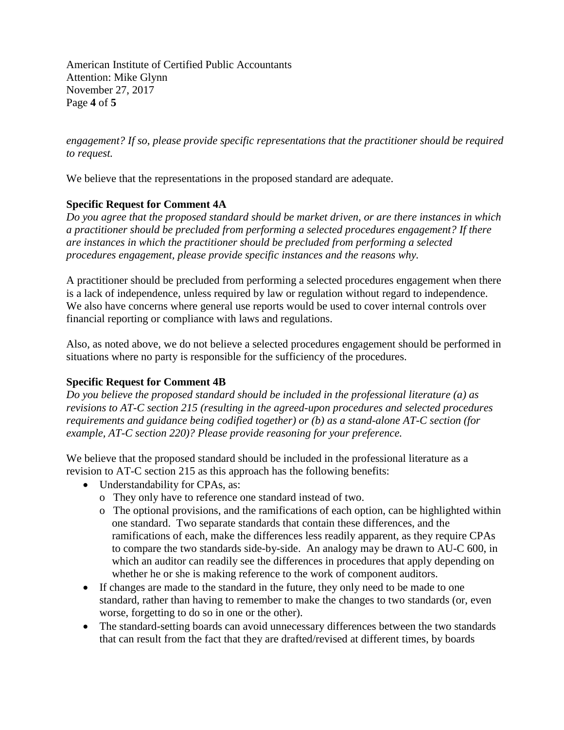*engagement? If so, please provide specific representations that the practitioner should be required to request.*

We believe that the representations in the proposed standard are adequate.

**Specific Request for Comment 4A**

*Do you agree that the proposed standard should be market driven, or are there instances in which a practitioner should be precluded from performing a selected procedures engagement? If there are instances in which the practitioner should be precluded from performing a selected procedures engagement, please provide specific instances and the reasons why.*

A practitioner should be precluded from performing a selected procedures engagement when there is a lack of independence, unless required by law or regulation without regard to independence. We also have concerns where general use reports would be used to cover internal controls over financial reporting or compliance with laws and regulations.

Also, as noted above, we do not believe a selected procedures engagement should be performed in situations where no party is responsible for the sufficiency of the procedures.

**Specific Request for Comment 4B**

*Do you believe the proposed standard should be included in the professional literature (a) as revisions to AT-C section 215 (resulting in the agreed-upon procedures and selected procedures requirements and guidance being codified together) or (b) as a stand-alone AT-C section (for example, AT-C section 220)? Please provide reasoning for your preference.*

We believe that the proposed standard should be included in the professional literature as a revision to AT-C section 215 as this approach has the following benefits:

- Understandability for CPAs, as:
  - They only have to reference one standard instead of two.
  - The optional provisions, and the ramifications of each option, can be highlighted within one standard. Two separate standards that contain these differences, and the ramifications of each, make the differences less readily apparent, as they require CPAs to compare the two standards side-by-side. An analogy may be drawn to AU-C 600, in which an auditor can readily see the differences in procedures that apply depending on whether he or she is making reference to the work of component auditors.
- If changes are made to the standard in the future, they only need to be made to one standard, rather than having to remember to make the changes to two standards (or, even worse, forgetting to do so in one or the other).
- The standard-setting boards can avoid unnecessary differences between the two standards that can result from the fact that they are drafted/revised at different times, by boards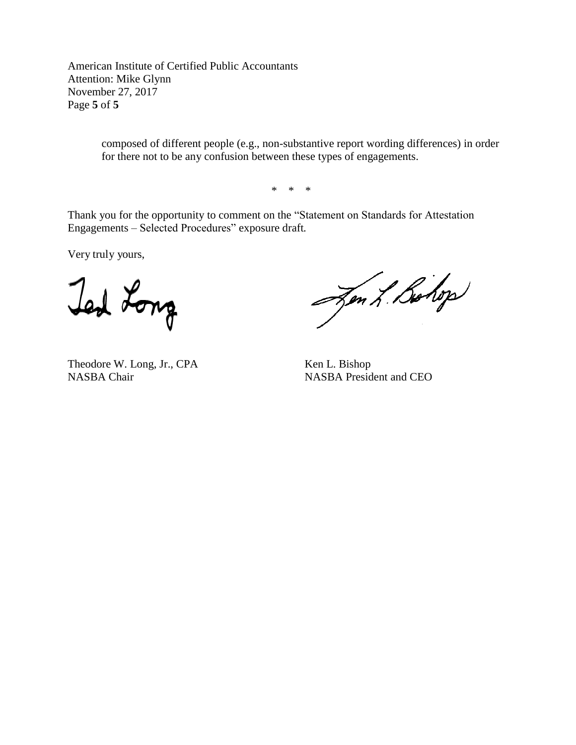composed of different people (e.g., non-substantive report wording differences) in order for there not to be any confusion between these types of engagements.

\* \* \*

Thank you for the opportunity to comment on the "Statement on Standards for Attestation Engagements – Selected Procedures" exposure draft.

Very truly yours,

| | |
|---|---|
| Theodore W. Long, Jr., CPA | Ken L. Bishop |
| NASBA Chair | NASBA President and CEO |